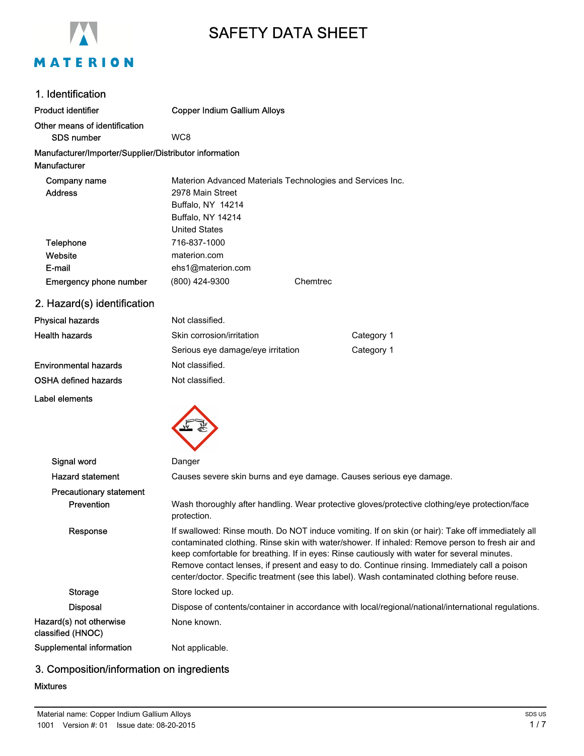# SAFETY DATA SHEET

## 1. Identification

| | |
|---|---|
| **Product identifier** | Copper Indium Gallium Alloys |
| **Other means of identification** | |
| SDS number | WC8 |

**Manufacturer/Importer/Supplier/Distributor information**

**Manufacturer**

| | | |
|---|---|---|
| Company name | Materion Advanced Materials Technologies and Services Inc. | |
| Address | 2978 Main Street<br>Buffalo, NY 14214<br>Buffalo, NY 14214<br>United States | |
| Telephone | 716-837-1000 | |
| Website | materion.com | |
| E-mail | ehs1@materion.com | |
| Emergency phone number | (800) 424-9300 | Chemtrec |

## 2. Hazard(s) identification

| | | |
|---|---|---|
| **Physical hazards** | Not classified. | |
| **Health hazards** | Skin corrosion/irritation | Category 1 |
| | Serious eye damage/eye irritation | Category 1 |
| **Environmental hazards** | Not classified. | |
| **OSHA defined hazards** | Not classified. | |

**Label elements**

**Signal word** Danger

**Hazard statement** Causes severe skin burns and eye damage. Causes serious eye damage.

**Precautionary statement**

**Prevention** Wash thoroughly after handling. Wear protective gloves/protective clothing/eye protection/face protection.

**Response** If swallowed: Rinse mouth. Do NOT induce vomiting. If on skin (or hair): Take off immediately all contaminated clothing. Rinse skin with water/shower. If inhaled: Remove person to fresh air and keep comfortable for breathing. If in eyes: Rinse cautiously with water for several minutes. Remove contact lenses, if present and easy to do. Continue rinsing. Immediately call a poison center/doctor. Specific treatment (see this label). Wash contaminated clothing before reuse.

**Storage** Store locked up.

**Disposal** Dispose of contents/container in accordance with local/regional/national/international regulations.

**Hazard(s) not otherwise classified (HNOC)** None known.

**Supplemental information** Not applicable.

## 3. Composition/information on ingredients

**Mixtures**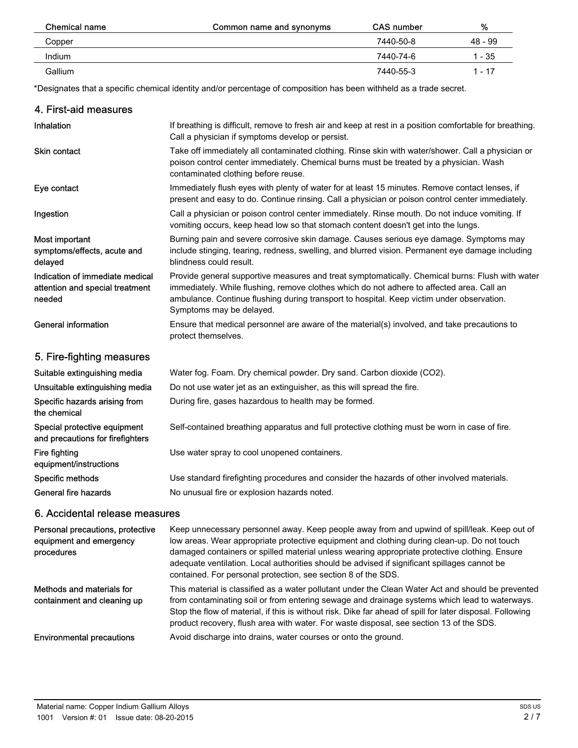| Chemical name | Common name and synonyms | CAS number | % |
| --- | --- | --- | --- |
| Copper | | 7440-50-8 | 48 - 99 |
| Indium | | 7440-74-6 | 1 - 35 |
| Gallium | | 7440-55-3 | 1 - 17 |

*Designates that a specific chemical identity and/or percentage of composition has been withheld as a trade secret.

## 4. First-aid measures

| | |
| --- | --- |
| Inhalation | If breathing is difficult, remove to fresh air and keep at rest in a position comfortable for breathing. Call a physician if symptoms develop or persist. |
| Skin contact | Take off immediately all contaminated clothing. Rinse skin with water/shower. Call a physician or poison control center immediately. Chemical burns must be treated by a physician. Wash contaminated clothing before reuse. |
| Eye contact | Immediately flush eyes with plenty of water for at least 15 minutes. Remove contact lenses, if present and easy to do. Continue rinsing. Call a physician or poison control center immediately. |
| Ingestion | Call a physician or poison control center immediately. Rinse mouth. Do not induce vomiting. If vomiting occurs, keep head low so that stomach content doesn't get into the lungs. |
| Most important symptoms/effects, acute and delayed | Burning pain and severe corrosive skin damage. Causes serious eye damage. Symptoms may include stinging, tearing, redness, swelling, and blurred vision. Permanent eye damage including blindness could result. |
| Indication of immediate medical attention and special treatment needed | Provide general supportive measures and treat symptomatically. Chemical burns: Flush with water immediately. While flushing, remove clothes which do not adhere to affected area. Call an ambulance. Continue flushing during transport to hospital. Keep victim under observation. Symptoms may be delayed. |
| General information | Ensure that medical personnel are aware of the material(s) involved, and take precautions to protect themselves. |

## 5. Fire-fighting measures

| | |
| --- | --- |
| Suitable extinguishing media | Water fog. Foam. Dry chemical powder. Dry sand. Carbon dioxide ($CO_2$). |
| Unsuitable extinguishing media | Do not use water jet as an extinguisher, as this will spread the fire. |
| Specific hazards arising from the chemical | During fire, gases hazardous to health may be formed. |
| Special protective equipment and precautions for firefighters | Self-contained breathing apparatus and full protective clothing must be worn in case of fire. |
| Fire fighting equipment/instructions | Use water spray to cool unopened containers. |
| Specific methods | Use standard firefighting procedures and consider the hazards of other involved materials. |
| General fire hazards | No unusual fire or explosion hazards noted. |

## 6. Accidental release measures

| | |
| --- | --- |
| Personal precautions, protective equipment and emergency procedures | Keep unnecessary personnel away. Keep people away from and upwind of spill/leak. Keep out of low areas. Wear appropriate protective equipment and clothing during clean-up. Do not touch damaged containers or spilled material unless wearing appropriate protective clothing. Ensure adequate ventilation. Local authorities should be advised if significant spillages cannot be contained. For personal protection, see section 8 of the SDS. |
| Methods and materials for containment and cleaning up | This material is classified as a water pollutant under the Clean Water Act and should be prevented from contaminating soil or from entering sewage and drainage systems which lead to waterways. Stop the flow of material, if this is without risk. Dike far ahead of spill for later disposal. Following product recovery, flush area with water. For waste disposal, see section 13 of the SDS. |
| Environmental precautions | Avoid discharge into drains, water courses or onto the ground. |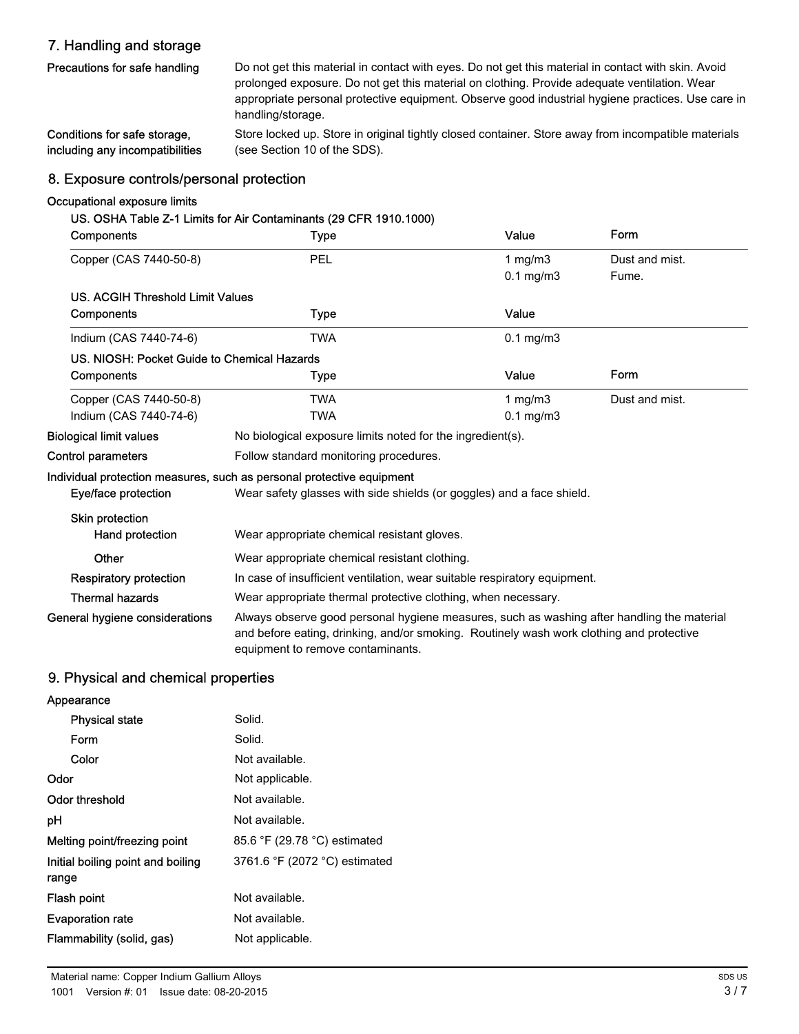## 7. Handling and storage

**Precautions for safe handling**

Do not get this material in contact with eyes. Do not get this material in contact with skin. Avoid prolonged exposure. Do not get this material on clothing. Provide adequate ventilation. Wear appropriate personal protective equipment. Observe good industrial hygiene practices. Use care in handling/storage.

**Conditions for safe storage, including any incompatibilities**

Store locked up. Store in original tightly closed container. Store away from incompatible materials (see Section 10 of the SDS).

## 8. Exposure controls/personal protection

**Occupational exposure limits**

**US. OSHA Table Z-1 Limits for Air Contaminants (29 CFR 1910.1000)**

| Components | Type | Value | Form |
|---|---|---|---|
| Copper (CAS 7440-50-8) | PEL | 1 mg/m3 | Dust and mist. |
| | | 0.1 mg/m3 | Fume. |

**US. ACGIH Threshold Limit Values**

| Components | Type | Value |
|---|---|---|
| Indium (CAS 7440-74-6) | TWA | 0.1 mg/m3 |

**US. NIOSH: Pocket Guide to Chemical Hazards**

| Components | Type | Value | Form |
|---|---|---|---|
| Copper (CAS 7440-50-8) | TWA | 1 mg/m3 | Dust and mist. |
| Indium (CAS 7440-74-6) | TWA | 0.1 mg/m3 | |

**Biological limit values**: No biological exposure limits noted for the ingredient(s).

**Control parameters**: Follow standard monitoring procedures.

**Individual protection measures, such as personal protective equipment**

- **Eye/face protection**: Wear safety glasses with side shields (or goggles) and a face shield.
- **Skin protection**
  - **Hand protection**: Wear appropriate chemical resistant gloves.
  - **Other**: Wear appropriate chemical resistant clothing.
- **Respiratory protection**: In case of insufficient ventilation, wear suitable respiratory equipment.
- **Thermal hazards**: Wear appropriate thermal protective clothing, when necessary.

**General hygiene considerations**: Always observe good personal hygiene measures, such as washing after handling the material and before eating, drinking, and/or smoking. Routinely wash work clothing and protective equipment to remove contaminants.

## 9. Physical and chemical properties

**Appearance**

- **Physical state**: Solid.
- **Form**: Solid.
- **Color**: Not available.

**Odor**: Not applicable.

**Odor threshold**: Not available.

**pH**: Not available.

**Melting point/freezing point**: 85.6 °F (29.78 °C) estimated

**Initial boiling point and boiling range**: 3761.6 °F (2072 °C) estimated

**Flash point**: Not available.

**Evaporation rate**: Not available.

**Flammability (solid, gas)**: Not applicable.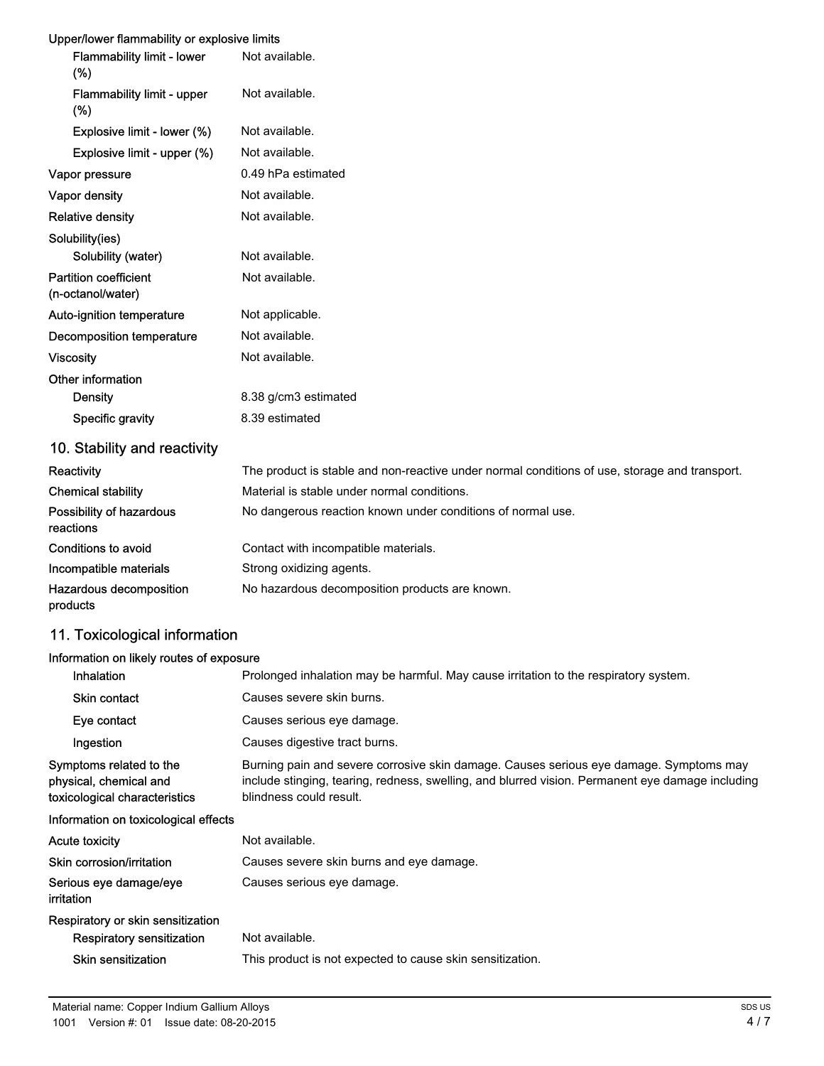| Upper/lower flammability or explosive limits | |
| --- | --- |
| Flammability limit - lower (%) | Not available. |
| Flammability limit - upper (%) | Not available. |
| Explosive limit - lower (%) | Not available. |
| Explosive limit - upper (%) | Not available. |
| Vapor pressure | 0.49 hPa estimated |
| Vapor density | Not available. |
| Relative density | Not available. |
| **Solubility(ies)** | |
| Solubility (water) | Not available. |
| Partition coefficient (n-octanol/water) | Not available. |
| Auto-ignition temperature | Not applicable. |
| Decomposition temperature | Not available. |
| Viscosity | Not available. |
| **Other information** | |
| Density | 8.38 g/cm3 estimated |
| Specific gravity | 8.39 estimated |

## 10. Stability and reactivity

| | |
| --- | --- |
| Reactivity | The product is stable and non-reactive under normal conditions of use, storage and transport. |
| Chemical stability | Material is stable under normal conditions. |
| Possibility of hazardous reactions | No dangerous reaction known under conditions of normal use. |
| Conditions to avoid | Contact with incompatible materials. |
| Incompatible materials | Strong oxidizing agents. |
| Hazardous decomposition products | No hazardous decomposition products are known. |

## 11. Toxicological information

| Information on likely routes of exposure | |
| --- | --- |
| Inhalation | Prolonged inhalation may be harmful. May cause irritation to the respiratory system. |
| Skin contact | Causes severe skin burns. |
| Eye contact | Causes serious eye damage. |
| Ingestion | Causes digestive tract burns. |
| Symptoms related to the physical, chemical and toxicological characteristics | Burning pain and severe corrosive skin damage. Causes serious eye damage. Symptoms may include stinging, tearing, redness, swelling, and blurred vision. Permanent eye damage including blindness could result. |
| **Information on toxicological effects** | |
| Acute toxicity | Not available. |
| Skin corrosion/irritation | Causes severe skin burns and eye damage. |
| Serious eye damage/eye irritation | Causes serious eye damage. |
| **Respiratory or skin sensitization** | |
| Respiratory sensitization | Not available. |
| Skin sensitization | This product is not expected to cause skin sensitization. |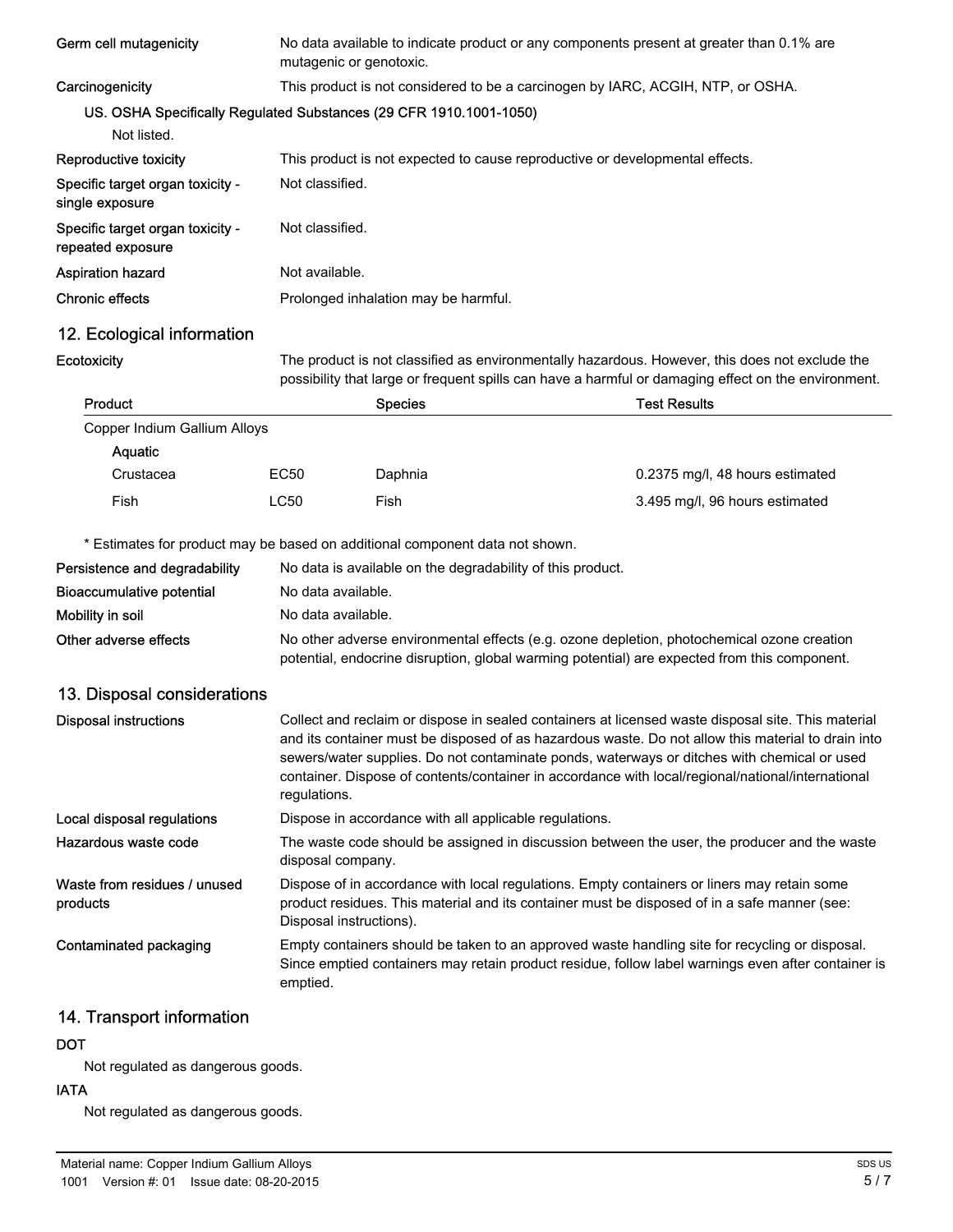| | |
|---|---|
| Germ cell mutagenicity | No data available to indicate product or any components present at greater than 0.1% are mutagenic or genotoxic. |
| Carcinogenicity | This product is not considered to be a carcinogen by IARC, ACGIH, NTP, or OSHA. |

**US. OSHA Specifically Regulated Substances (29 CFR 1910.1001-1050)**

Not listed.

| | |
|---|---|
| Reproductive toxicity | This product is not expected to cause reproductive or developmental effects. |
| Specific target organ toxicity - single exposure | Not classified. |
| Specific target organ toxicity - repeated exposure | Not classified. |
| Aspiration hazard | Not available. |
| Chronic effects | Prolonged inhalation may be harmful. |

## 12. Ecological information

**Ecotoxicity** The product is not classified as environmentally hazardous. However, this does not exclude the possibility that large or frequent spills can have a harmful or damaging effect on the environment.

| Product | | Species | Test Results |
|---|---|---|---|
| Copper Indium Gallium Alloys | | | |
| Aquatic | | | |
| Crustacea | EC50 | Daphnia | 0.2375 mg/l, 48 hours estimated |
| Fish | LC50 | Fish | 3.495 mg/l, 96 hours estimated |

* Estimates for product may be based on additional component data not shown.

| | |
|---|---|
| Persistence and degradability | No data is available on the degradability of this product. |
| Bioaccumulative potential | No data available. |
| Mobility in soil | No data available. |
| Other adverse effects | No other adverse environmental effects (e.g. ozone depletion, photochemical ozone creation potential, endocrine disruption, global warming potential) are expected from this component. |

## 13. Disposal considerations

| | |
|---|---|
| Disposal instructions | Collect and reclaim or dispose in sealed containers at licensed waste disposal site. This material and its container must be disposed of as hazardous waste. Do not allow this material to drain into sewers/water supplies. Do not contaminate ponds, waterways or ditches with chemical or used container. Dispose of contents/container in accordance with local/regional/national/international regulations. |
| Local disposal regulations | Dispose in accordance with all applicable regulations. |
| Hazardous waste code | The waste code should be assigned in discussion between the user, the producer and the waste disposal company. |
| Waste from residues / unused products | Dispose of in accordance with local regulations. Empty containers or liners may retain some product residues. This material and its container must be disposed of in a safe manner (see: Disposal instructions). |
| Contaminated packaging | Empty containers should be taken to an approved waste handling site for recycling or disposal. Since emptied containers may retain product residue, follow label warnings even after container is emptied. |

## 14. Transport information

**DOT**

Not regulated as dangerous goods.

**IATA**

Not regulated as dangerous goods.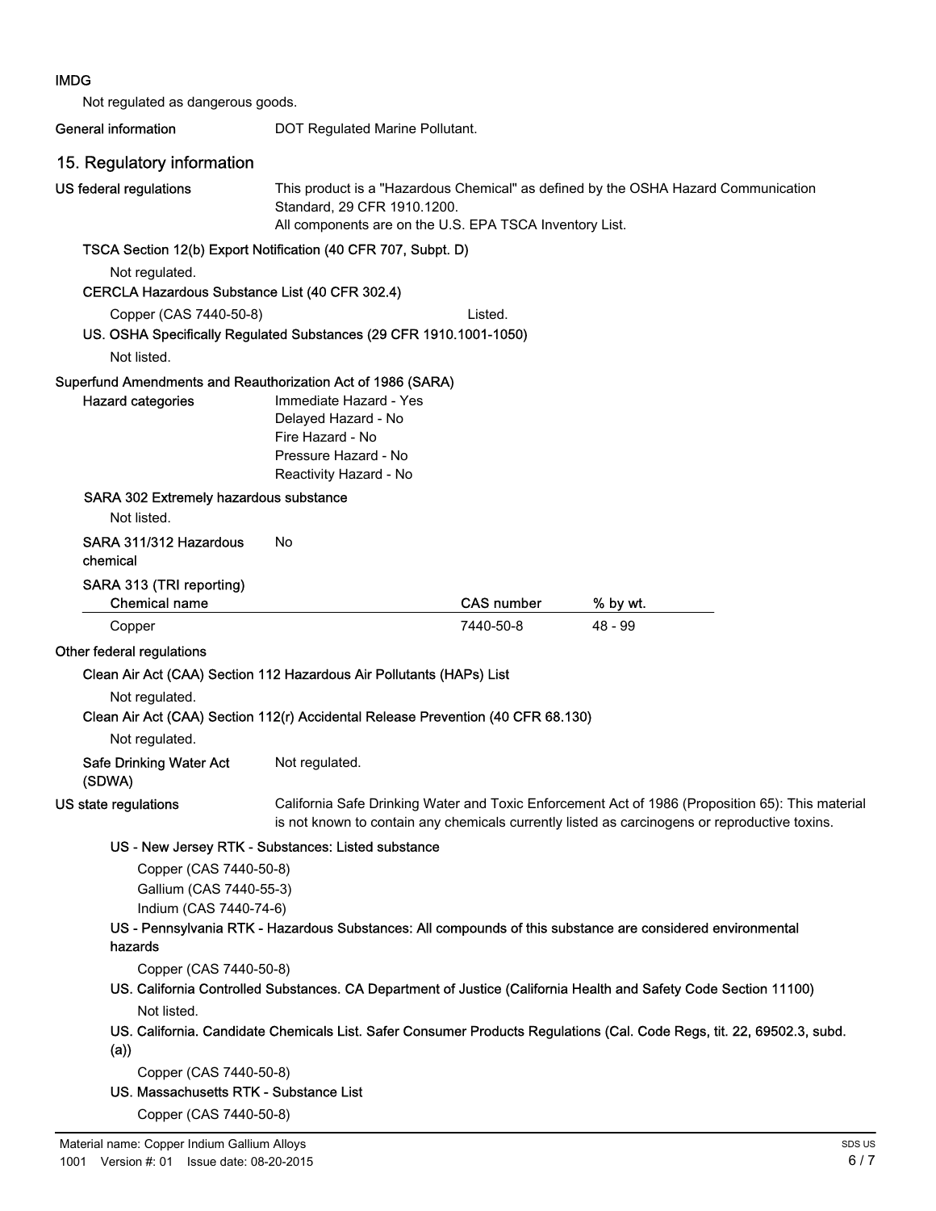**IMDG**

Not regulated as dangerous goods.

**General information** DOT Regulated Marine Pollutant.

## 15. Regulatory information

**US federal regulations** This product is a "Hazardous Chemical" as defined by the OSHA Hazard Communication Standard, 29 CFR 1910.1200.
All components are on the U.S. EPA TSCA Inventory List.

**TSCA Section 12(b) Export Notification (40 CFR 707, Subpt. D)**

Not regulated.

**CERCLA Hazardous Substance List (40 CFR 302.4)**

Copper (CAS 7440-50-8) Listed.

**US. OSHA Specifically Regulated Substances (29 CFR 1910.1001-1050)**

Not listed.

**Superfund Amendments and Reauthorization Act of 1986 (SARA)**

**Hazard categories**
- Immediate Hazard - Yes
- Delayed Hazard - No
- Fire Hazard - No
- Pressure Hazard - No
- Reactivity Hazard - No

**SARA 302 Extremely hazardous substance**

Not listed.

**SARA 311/312 Hazardous chemical** No

**SARA 313 (TRI reporting)**

| Chemical name | CAS number | % by wt. |
|---|---|---|
| Copper | 7440-50-8 | 48 - 99 |

**Other federal regulations**

**Clean Air Act (CAA) Section 112 Hazardous Air Pollutants (HAPs) List**

Not regulated.

**Clean Air Act (CAA) Section 112(r) Accidental Release Prevention (40 CFR 68.130)**

Not regulated.

**Safe Drinking Water Act (SDWA)** Not regulated.

**US state regulations** California Safe Drinking Water and Toxic Enforcement Act of 1986 (Proposition 65): This material is not known to contain any chemicals currently listed as carcinogens or reproductive toxins.

**US - New Jersey RTK - Substances: Listed substance**

Copper (CAS 7440-50-8)
Gallium (CAS 7440-55-3)
Indium (CAS 7440-74-6)

**US - Pennsylvania RTK - Hazardous Substances: All compounds of this substance are considered environmental hazards**

Copper (CAS 7440-50-8)

**US. California Controlled Substances. CA Department of Justice (California Health and Safety Code Section 11100)**

Not listed.

**US. California. Candidate Chemicals List. Safer Consumer Products Regulations (Cal. Code Regs, tit. 22, 69502.3, subd. (a))**

Copper (CAS 7440-50-8)

**US. Massachusetts RTK - Substance List**

Copper (CAS 7440-50-8)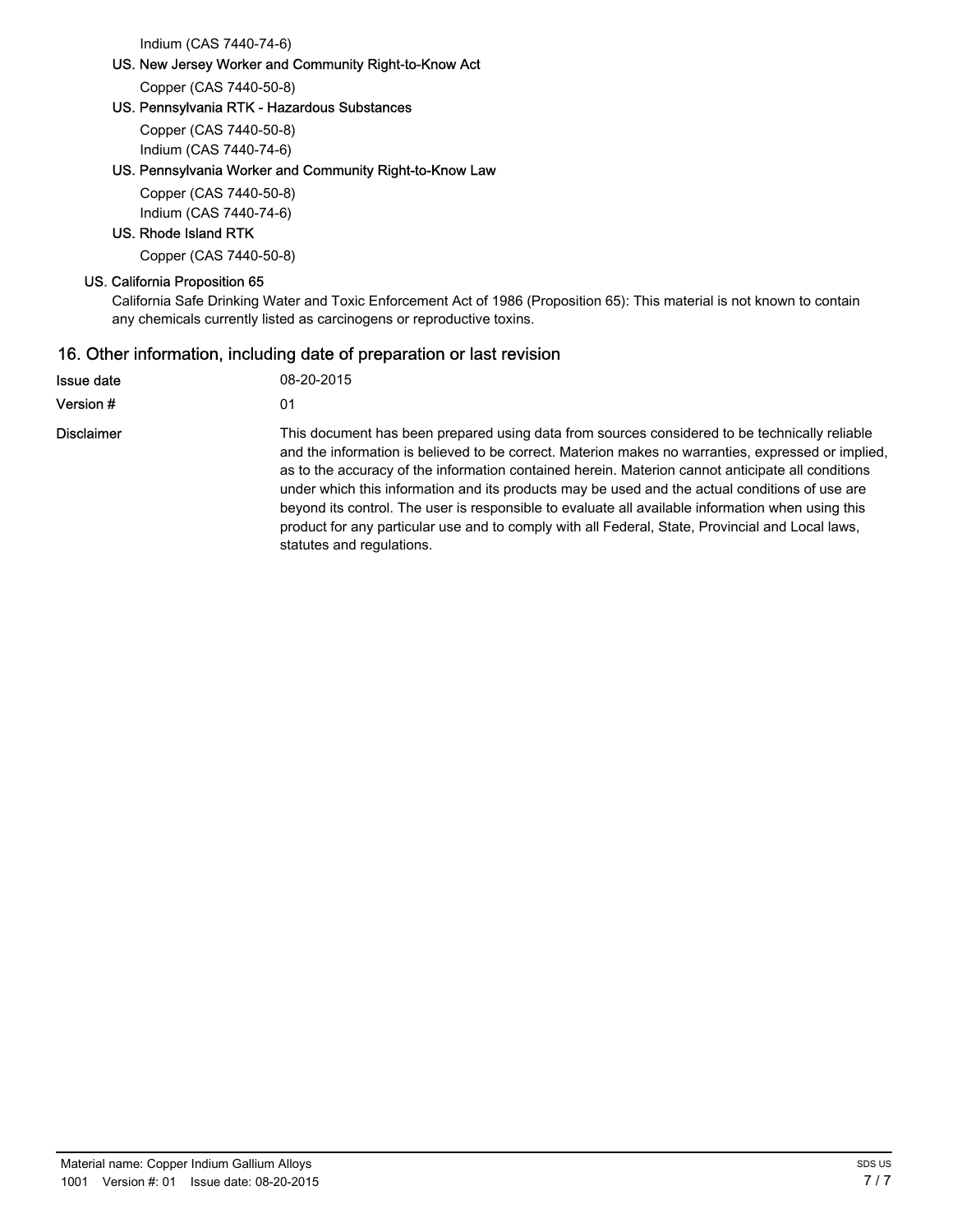Indium (CAS 7440-74-6)

**US. New Jersey Worker and Community Right-to-Know Act**

Copper (CAS 7440-50-8)

**US. Pennsylvania RTK - Hazardous Substances**

Copper (CAS 7440-50-8)
Indium (CAS 7440-74-6)

**US. Pennsylvania Worker and Community Right-to-Know Law**

Copper (CAS 7440-50-8)
Indium (CAS 7440-74-6)

**US. Rhode Island RTK**

Copper (CAS 7440-50-8)

**US. California Proposition 65**

California Safe Drinking Water and Toxic Enforcement Act of 1986 (Proposition 65): This material is not known to contain any chemicals currently listed as carcinogens or reproductive toxins.

## 16. Other information, including date of preparation or last revision

| | |
|---|---|
| **Issue date** | 08-20-2015 |
| **Version #** | 01 |
| **Disclaimer** | This document has been prepared using data from sources considered to be technically reliable and the information is believed to be correct. Materion makes no warranties, expressed or implied, as to the accuracy of the information contained herein. Materion cannot anticipate all conditions under which this information and its products may be used and the actual conditions of use are beyond its control. The user is responsible to evaluate all available information when using this product for any particular use and to comply with all Federal, State, Provincial and Local laws, statutes and regulations. |